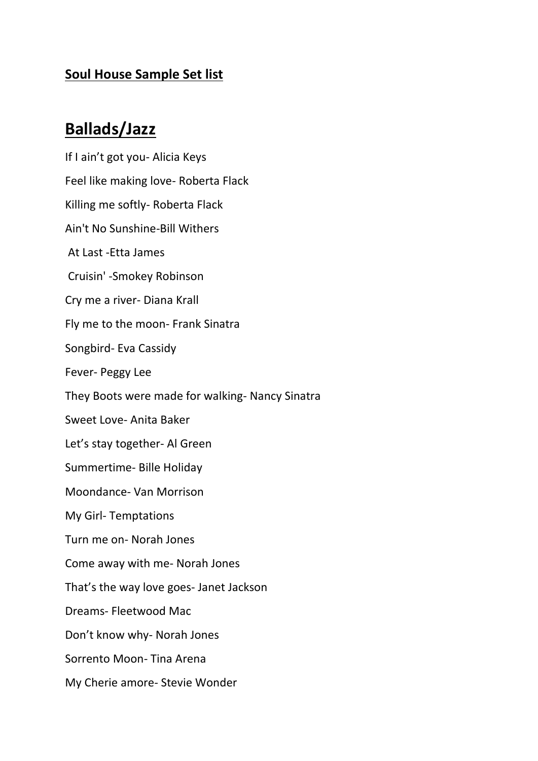**Soul House Sample Set list**

# Ballads/Jazz

If I ain't got you- Alicia Keys

Feel like making love- Roberta Flack

Killing me softly- Roberta Flack

Ain't No Sunshine-Bill Withers

At Last -Etta James

Cruisin' -Smokey Robinson

Cry me a river- Diana Krall

Fly me to the moon- Frank Sinatra

Songbird- Eva Cassidy

Fever- Peggy Lee

They Boots were made for walking- Nancy Sinatra

Sweet Love- Anita Baker

Let's stay together- Al Green

Summertime- Bille Holiday

Moondance- Van Morrison

My Girl- Temptations

Turn me on- Norah Jones

Come away with me- Norah Jones

That's the way love goes- Janet Jackson

Dreams- Fleetwood Mac

Don't know why- Norah Jones

Sorrento Moon- Tina Arena

My Cherie amore- Stevie Wonder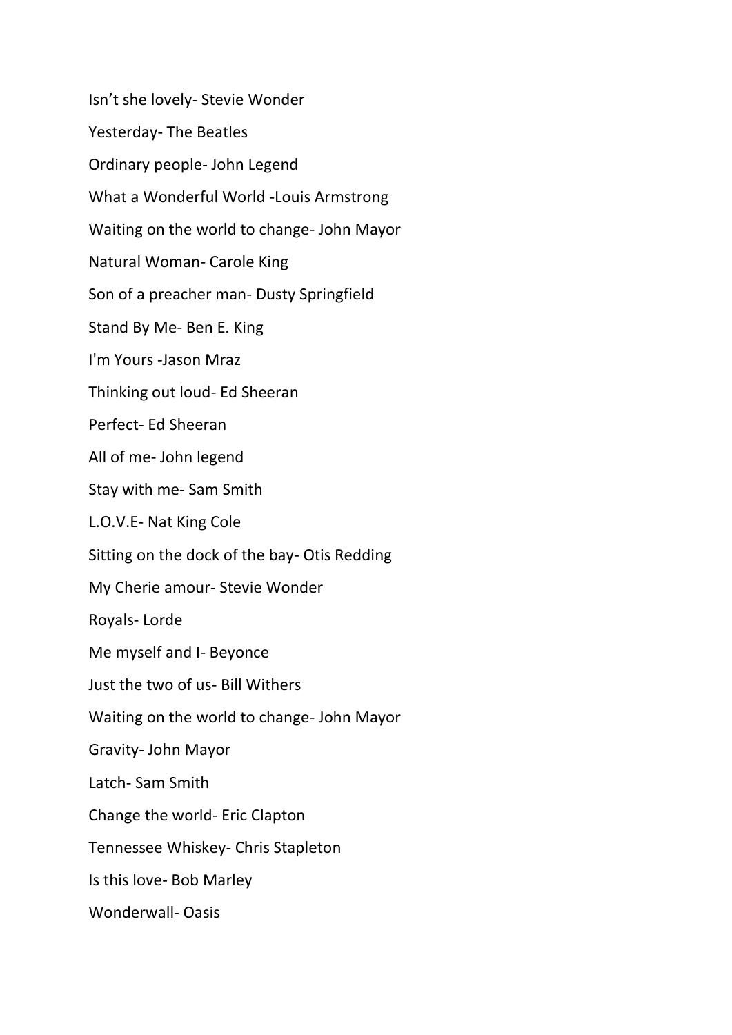Isn't she lovely- Stevie Wonder

Yesterday- The Beatles

Ordinary people- John Legend

What a Wonderful World -Louis Armstrong

Waiting on the world to change- John Mayor

Natural Woman- Carole King

Son of a preacher man- Dusty Springfield

Stand By Me- Ben E. King

I'm Yours -Jason Mraz

Thinking out loud- Ed Sheeran

Perfect- Ed Sheeran

All of me- John legend

Stay with me- Sam Smith

L.O.V.E- Nat King Cole

Sitting on the dock of the bay- Otis Redding

My Cherie amour- Stevie Wonder

Royals- Lorde

Me myself and I- Beyonce

Just the two of us- Bill Withers

Waiting on the world to change- John Mayor

Gravity- John Mayor

Latch- Sam Smith

Change the world- Eric Clapton

Tennessee Whiskey- Chris Stapleton

Is this love- Bob Marley

Wonderwall- Oasis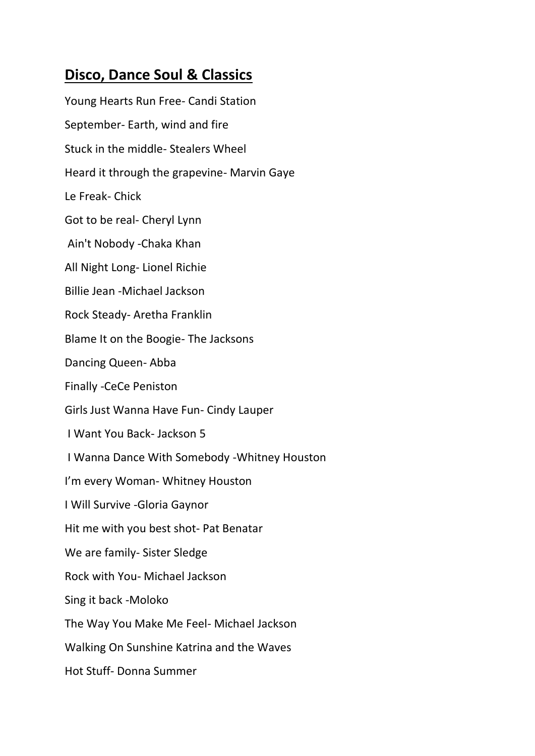## **Disco, Dance Soul & Classics**

Young Hearts Run Free- Candi Station

September- Earth, wind and fire

Stuck in the middle- Stealers Wheel

Heard it through the grapevine- Marvin Gaye

Le Freak- Chick

Got to be real- Cheryl Lynn

Ain't Nobody -Chaka Khan

All Night Long- Lionel Richie

Billie Jean -Michael Jackson

Rock Steady- Aretha Franklin

Blame It on the Boogie- The Jacksons

Dancing Queen- Abba

Finally -CeCe Peniston

Girls Just Wanna Have Fun- Cindy Lauper

I Want You Back- Jackson 5

I Wanna Dance With Somebody -Whitney Houston

I'm every Woman- Whitney Houston

I Will Survive -Gloria Gaynor

Hit me with you best shot- Pat Benatar

We are family- Sister Sledge

Rock with You- Michael Jackson

Sing it back -Moloko

The Way You Make Me Feel- Michael Jackson

Walking On Sunshine Katrina and the Waves

Hot Stuff- Donna Summer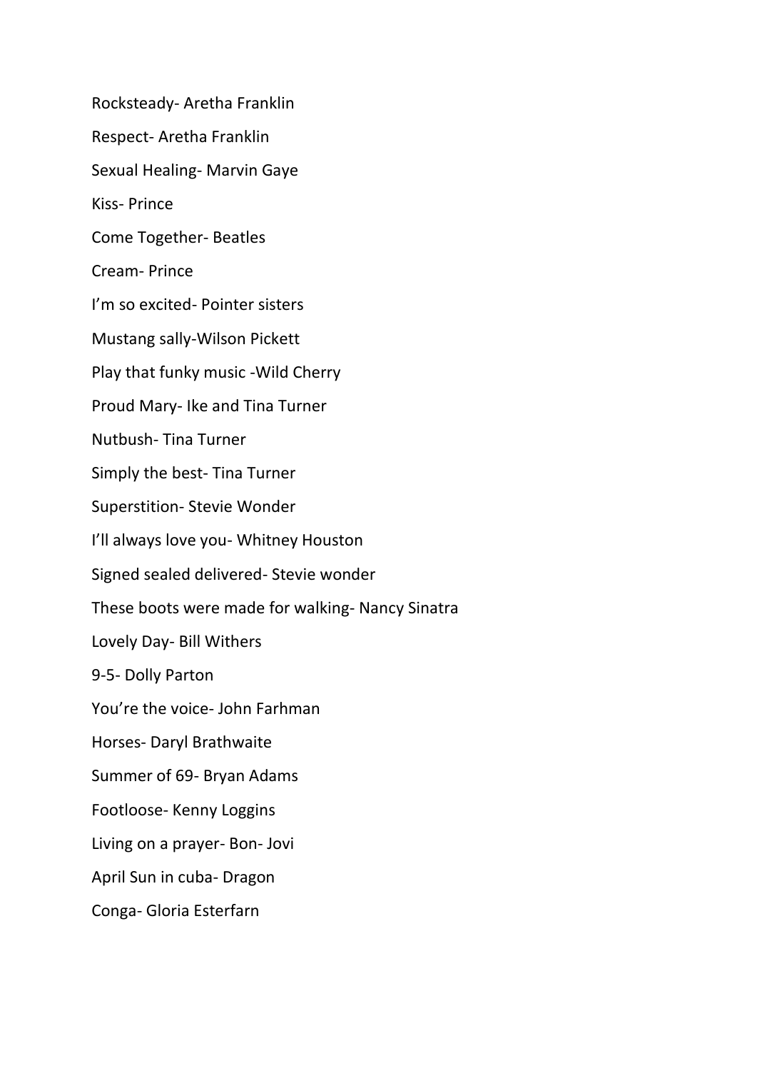Rocksteady- Aretha Franklin

Respect- Aretha Franklin

Sexual Healing- Marvin Gaye

Kiss- Prince

Come Together- Beatles

Cream- Prince

I'm so excited- Pointer sisters

Mustang sally-Wilson Pickett

Play that funky music -Wild Cherry

Proud Mary- Ike and Tina Turner

Nutbush- Tina Turner

Simply the best- Tina Turner

Superstition- Stevie Wonder

I'll always love you- Whitney Houston

Signed sealed delivered- Stevie wonder

These boots were made for walking- Nancy Sinatra

Lovely Day- Bill Withers

9-5- Dolly Parton

You're the voice- John Farhman

Horses- Daryl Brathwaite

Summer of 69- Bryan Adams

Footloose- Kenny Loggins

Living on a prayer- Bon- Jovi

April Sun in cuba- Dragon

Conga- Gloria Esterfarn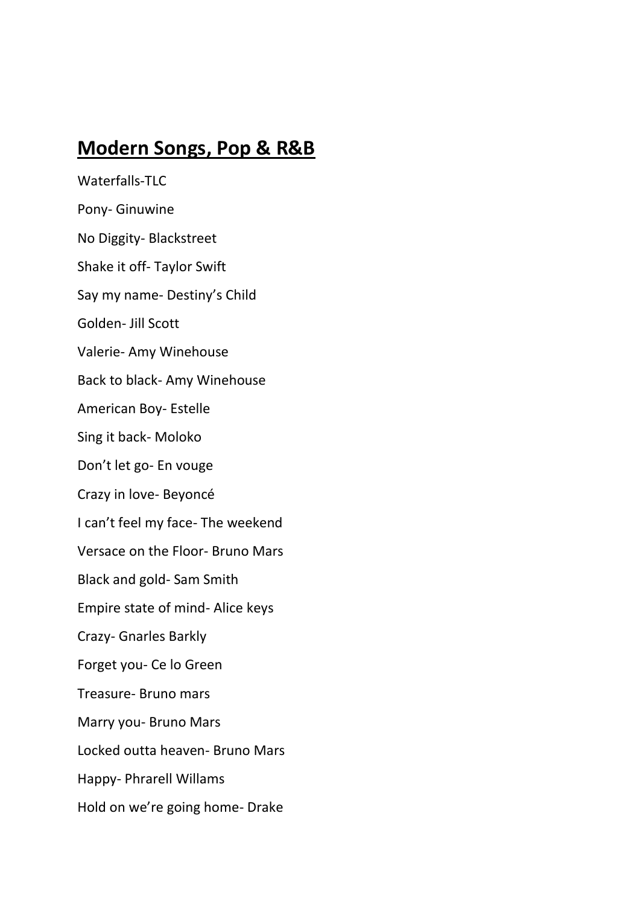## **Modern Songs, Pop & R&B**

Waterfalls-TLC

Pony- Ginuwine

No Diggity- Blackstreet

Shake it off- Taylor Swift

Say my name- Destiny's Child

Golden- Jill Scott

Valerie- Amy Winehouse

Back to black- Amy Winehouse

American Boy- Estelle

Sing it back- Moloko

Don't let go- En vouge

Crazy in love- Beyoncé

I can't feel my face- The weekend

Versace on the Floor- Bruno Mars

Black and gold- Sam Smith

Empire state of mind- Alice keys

Crazy- Gnarles Barkly

Forget you- Ce lo Green

Treasure- Bruno mars

Marry you- Bruno Mars

Locked outta heaven- Bruno Mars

Happy- Phrarell Willams

Hold on we're going home- Drake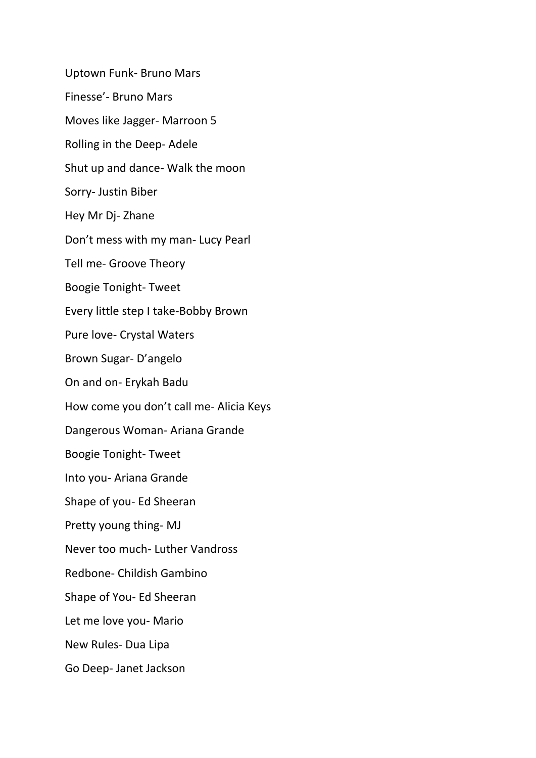Uptown Funk- Bruno Mars

Finesse'- Bruno Mars

Moves like Jagger- Marroon 5

Rolling in the Deep- Adele

Shut up and dance- Walk the moon

Sorry- Justin Biber

Hey Mr Dj- Zhane

Don't mess with my man- Lucy Pearl

Tell me- Groove Theory

Boogie Tonight- Tweet

Every little step I take-Bobby Brown

Pure love- Crystal Waters

Brown Sugar- D'angelo

On and on- Erykah Badu

How come you don't call me- Alicia Keys

Dangerous Woman- Ariana Grande

Boogie Tonight- Tweet

Into you- Ariana Grande

Shape of you- Ed Sheeran

Pretty young thing- MJ

Never too much- Luther Vandross

Redbone- Childish Gambino

Shape of You- Ed Sheeran

Let me love you- Mario

New Rules- Dua Lipa

Go Deep- Janet Jackson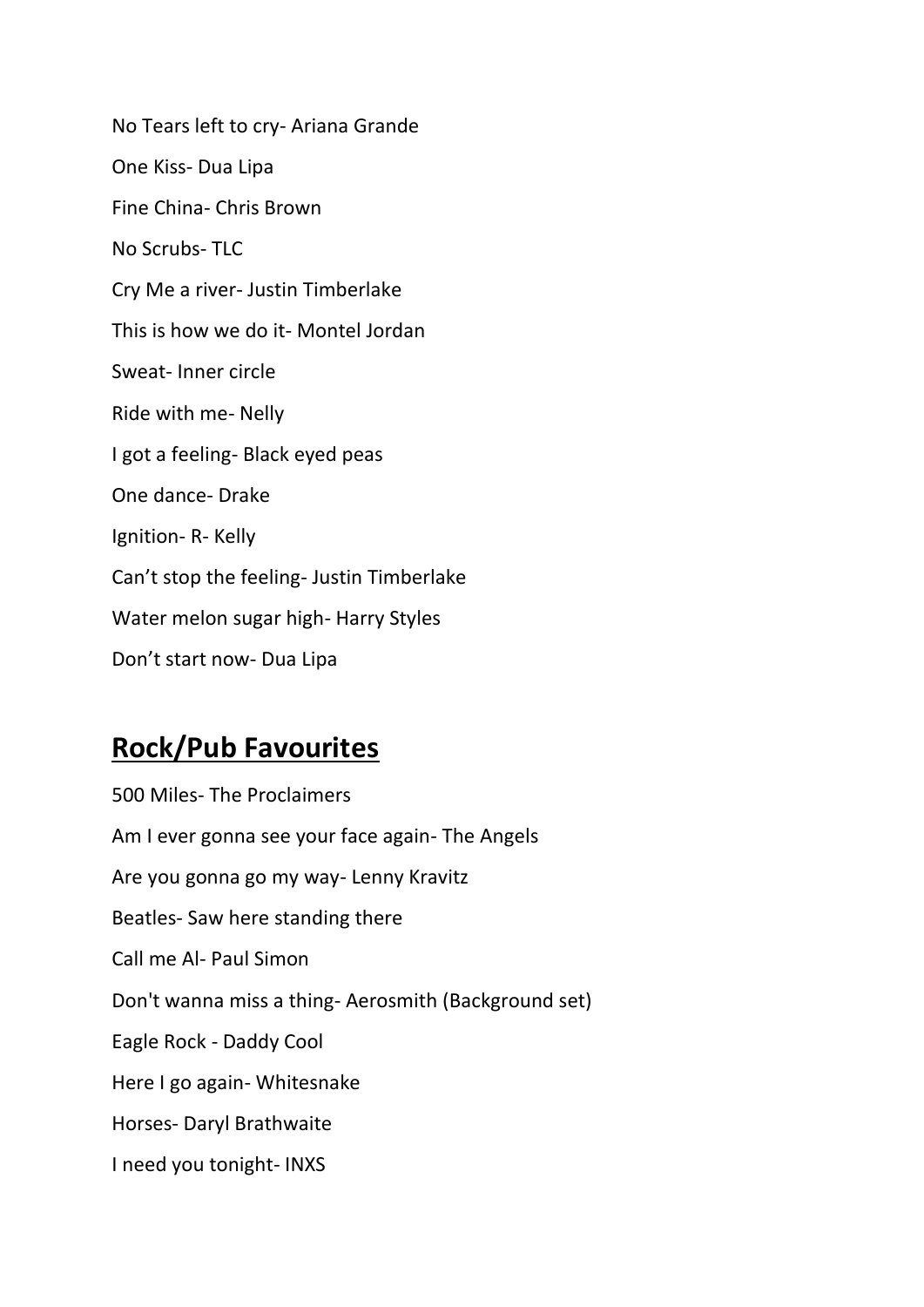No Tears left to cry- Ariana Grande

One Kiss- Dua Lipa

Fine China- Chris Brown

No Scrubs- TLC

Cry Me a river- Justin Timberlake

This is how we do it- Montel Jordan

Sweat- Inner circle

Ride with me- Nelly

I got a feeling- Black eyed peas

One dance- Drake

Ignition- R- Kelly

Can't stop the feeling- Justin Timberlake

Water melon sugar high- Harry Styles

Don't start now- Dua Lipa

## Rock/Pub Favourites

500 Miles- The Proclaimers

Am I ever gonna see your face again- The Angels

Are you gonna go my way- Lenny Kravitz

Beatles- Saw here standing there

Call me Al- Paul Simon

Don't wanna miss a thing- Aerosmith (Background set)

Eagle Rock - Daddy Cool

Here I go again- Whitesnake

Horses- Daryl Brathwaite

I need you tonight- INXS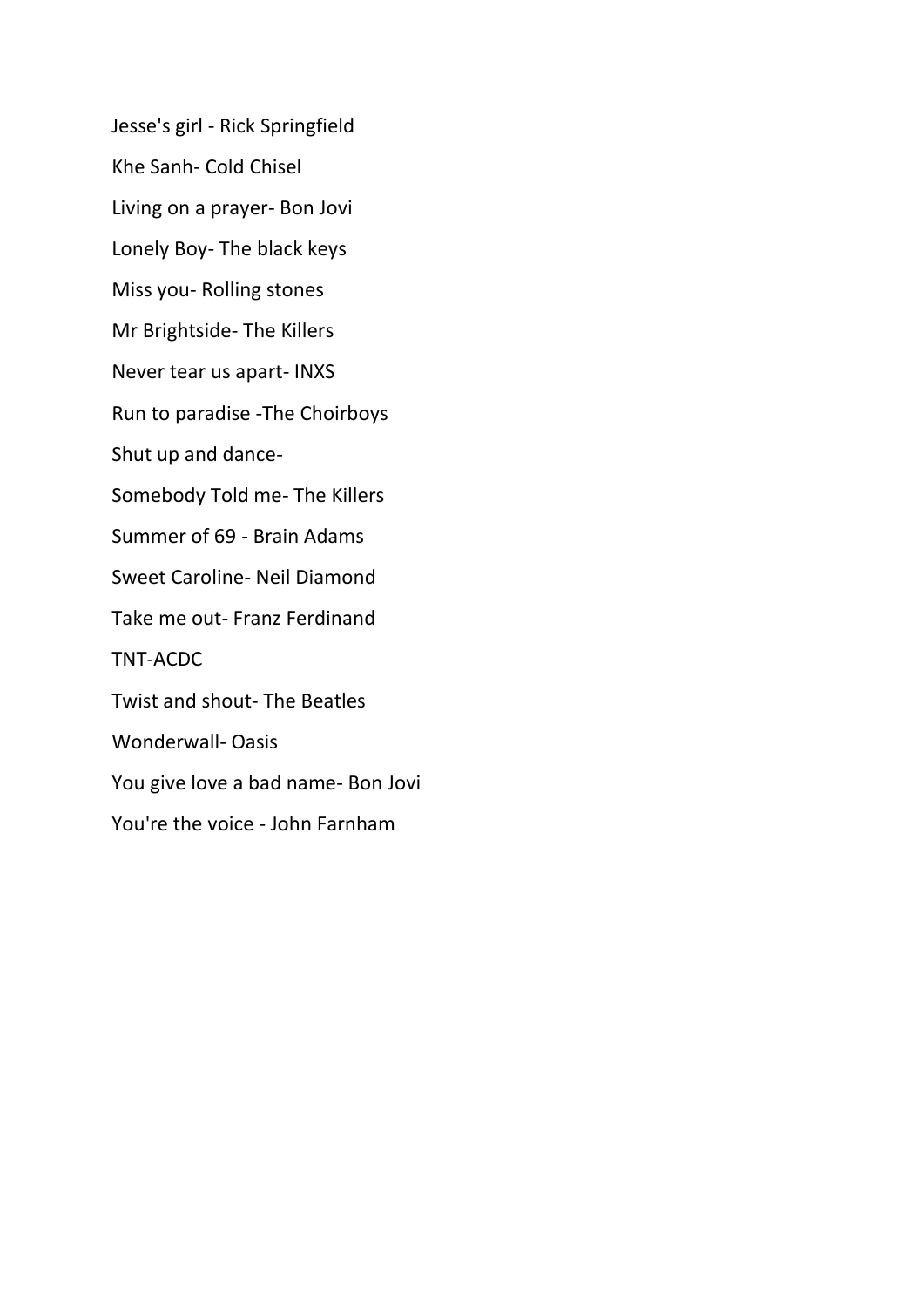Jesse's girl - Rick Springfield

Khe Sanh- Cold Chisel

Living on a prayer- Bon Jovi

Lonely Boy- The black keys

Miss you- Rolling stones

Mr Brightside- The Killers

Never tear us apart- INXS

Run to paradise -The Choirboys

Shut up and dance-

Somebody Told me- The Killers

Summer of 69 - Brain Adams

Sweet Caroline- Neil Diamond

Take me out- Franz Ferdinand

TNT-ACDC

Twist and shout- The Beatles

Wonderwall- Oasis

You give love a bad name- Bon Jovi

You're the voice - John Farnham